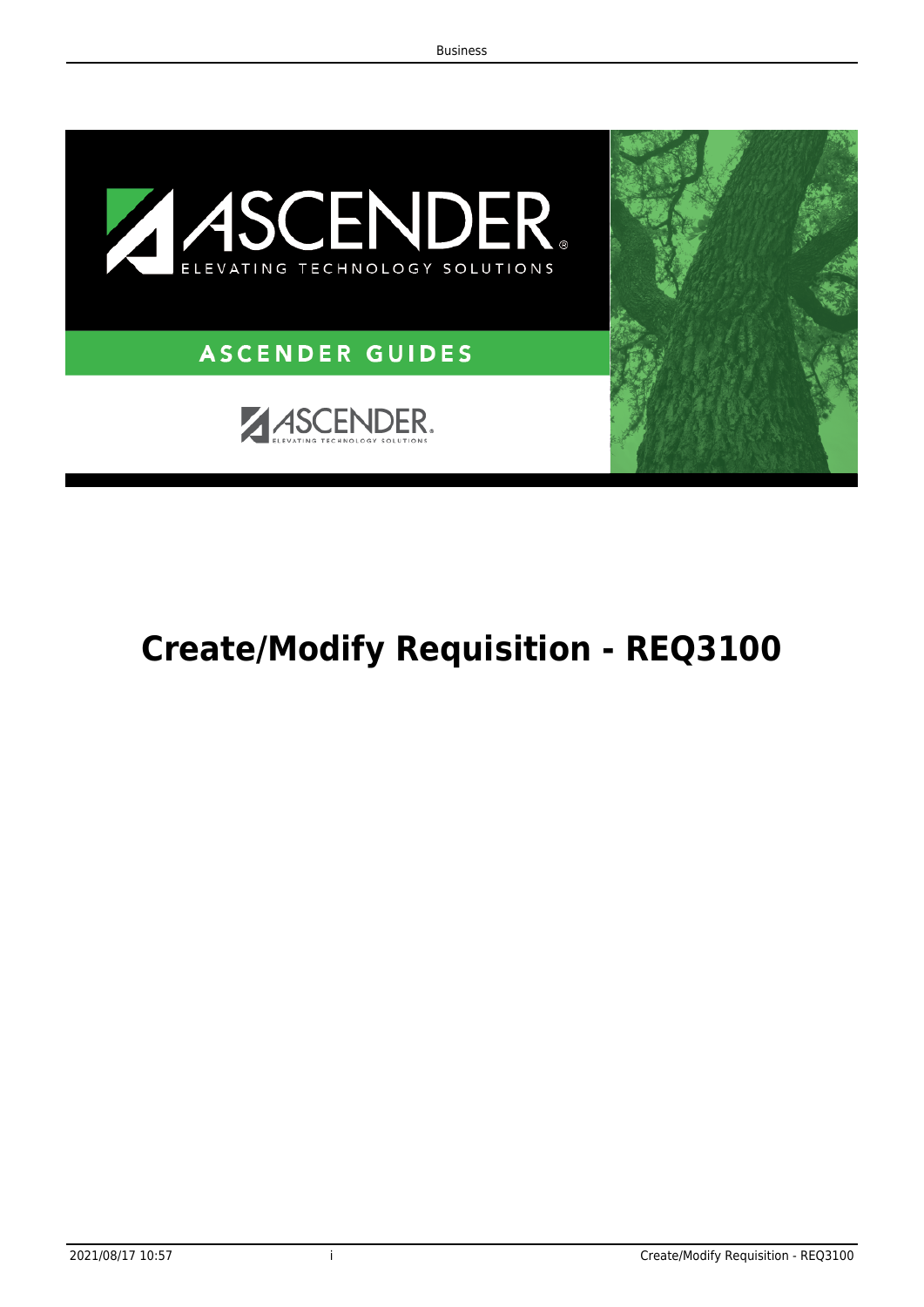# Create/Modify Requisition - REQ3100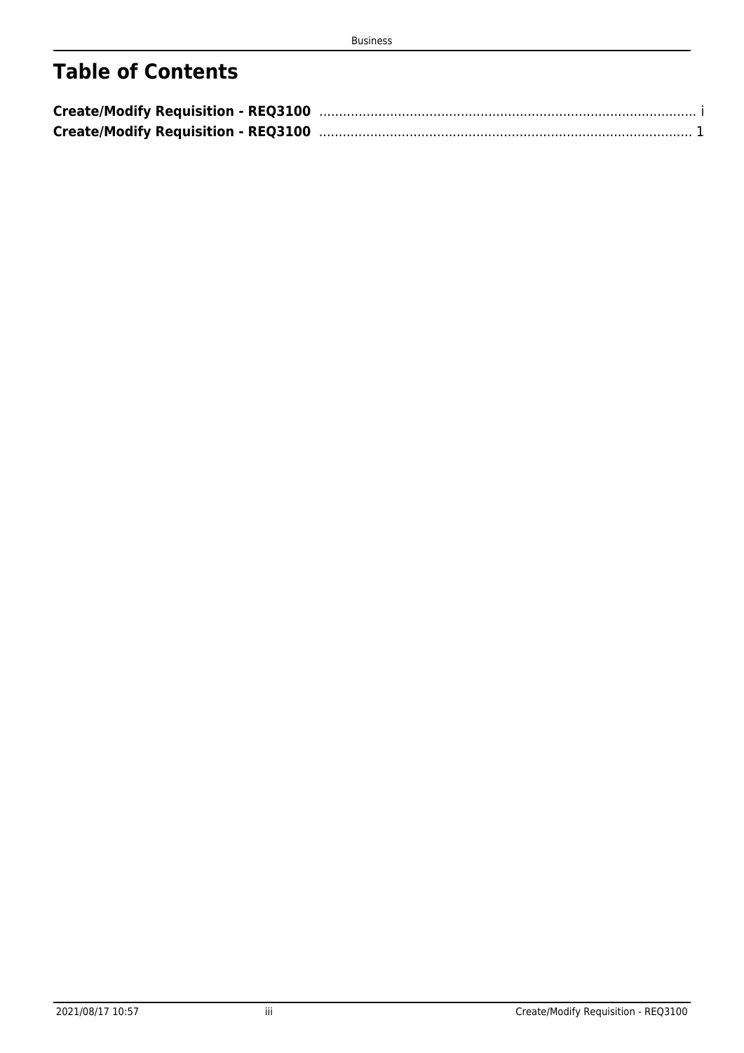# Table of Contents

**Create/Modify Requisition - REQ3100** ........................................................................................ i
**Create/Modify Requisition - REQ3100** ........................................................................................ 1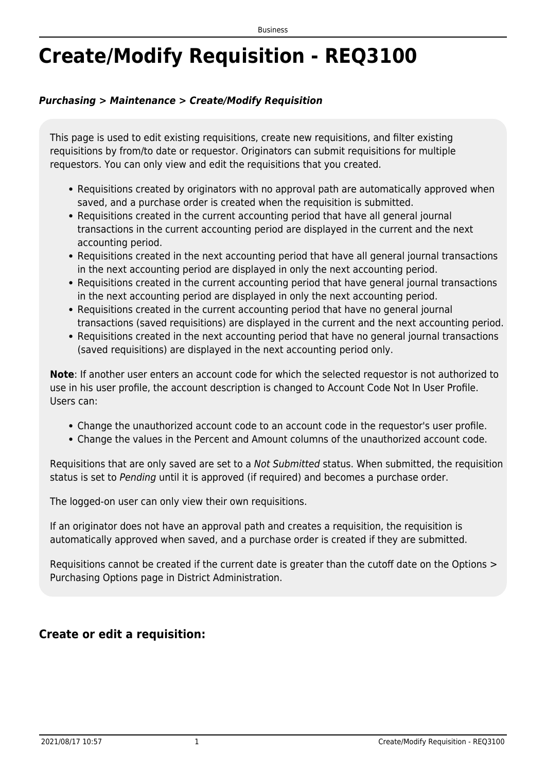# Create/Modify Requisition - REQ3100

***Purchasing > Maintenance > Create/Modify Requisition***

This page is used to edit existing requisitions, create new requisitions, and filter existing requisitions by from/to date or requestor. Originators can submit requisitions for multiple requestors. You can only view and edit the requisitions that you created.

- Requisitions created by originators with no approval path are automatically approved when saved, and a purchase order is created when the requisition is submitted.
- Requisitions created in the current accounting period that have all general journal transactions in the current accounting period are displayed in the current and the next accounting period.
- Requisitions created in the next accounting period that have all general journal transactions in the next accounting period are displayed in only the next accounting period.
- Requisitions created in the current accounting period that have general journal transactions in the next accounting period are displayed in only the next accounting period.
- Requisitions created in the current accounting period that have no general journal transactions (saved requisitions) are displayed in the current and the next accounting period.
- Requisitions created in the next accounting period that have no general journal transactions (saved requisitions) are displayed in the next accounting period only.

**Note**: If another user enters an account code for which the selected requestor is not authorized to use in his user profile, the account description is changed to Account Code Not In User Profile. Users can:

- Change the unauthorized account code to an account code in the requestor's user profile.
- Change the values in the Percent and Amount columns of the unauthorized account code.

Requisitions that are only saved are set to a *Not Submitted* status. When submitted, the requisition status is set to *Pending* until it is approved (if required) and becomes a purchase order.

The logged-on user can only view their own requisitions.

If an originator does not have an approval path and creates a requisition, the requisition is automatically approved when saved, and a purchase order is created if they are submitted.

Requisitions cannot be created if the current date is greater than the cutoff date on the Options > Purchasing Options page in District Administration.

## Create or edit a requisition: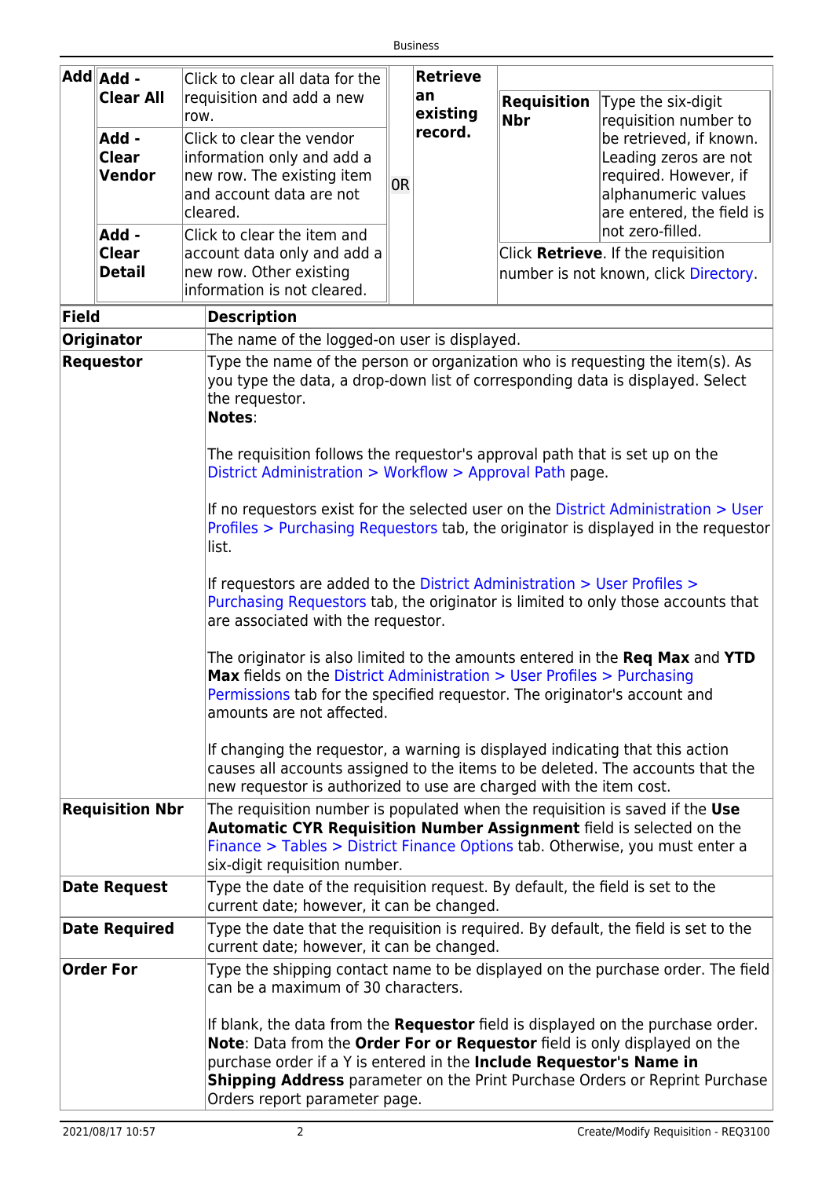| Add | | | OR | Retrieve an existing record. | | |
|---|---|---|---|---|---|---|
| | **Add - Clear All** | Click to clear all data for the requisition and add a new row. | | | **Requisition Nbr** | Type the six-digit requisition number to be retrieved, if known. Leading zeros are not required. However, if alphanumeric values are entered, the field is not zero-filled. |
| | **Add - Clear Vendor** | Click to clear the vendor information only and add a new row. The existing item and account data are not cleared. | | | Click **Retrieve**. If the requisition number is not known, click Directory. | |
| | **Add - Clear Detail** | Click to clear the item and account data only and add a new row. Other existing information is not cleared. | | | | |

| Field | Description |
|---|---|
| **Originator** | The name of the logged-on user is displayed. |
| **Requestor** | Type the name of the person or organization who is requesting the item(s). As you type the data, a drop-down list of corresponding data is displayed. Select the requestor.<br>**Notes**:<br><br>The requisition follows the requestor's approval path that is set up on the District Administration > Workflow > Approval Path page.<br><br>If no requestors exist for the selected user on the District Administration > User Profiles > Purchasing Requestors tab, the originator is displayed in the requestor list.<br><br>If requestors are added to the District Administration > User Profiles > Purchasing Requestors tab, the originator is limited to only those accounts that are associated with the requestor.<br><br>The originator is also limited to the amounts entered in the **Req Max** and **YTD Max** fields on the District Administration > User Profiles > Purchasing Permissions tab for the specified requestor. The originator's account and amounts are not affected.<br><br>If changing the requestor, a warning is displayed indicating that this action causes all accounts assigned to the items to be deleted. The accounts that the new requestor is authorized to use are charged with the item cost. |
| **Requisition Nbr** | The requisition number is populated when the requisition is saved if the **Use Automatic CYR Requisition Number Assignment** field is selected on the Finance > Tables > District Finance Options tab. Otherwise, you must enter a six-digit requisition number. |
| **Date Request** | Type the date of the requisition request. By default, the field is set to the current date; however, it can be changed. |
| **Date Required** | Type the date that the requisition is required. By default, the field is set to the current date; however, it can be changed. |
| **Order For** | Type the shipping contact name to be displayed on the purchase order. The field can be a maximum of 30 characters.<br><br>If blank, the data from the **Requestor** field is displayed on the purchase order. **Note**: Data from the **Order For or Requestor** field is only displayed on the purchase order if a Y is entered in the **Include Requestor's Name in Shipping Address** parameter on the Print Purchase Orders or Reprint Purchase Orders report parameter page. |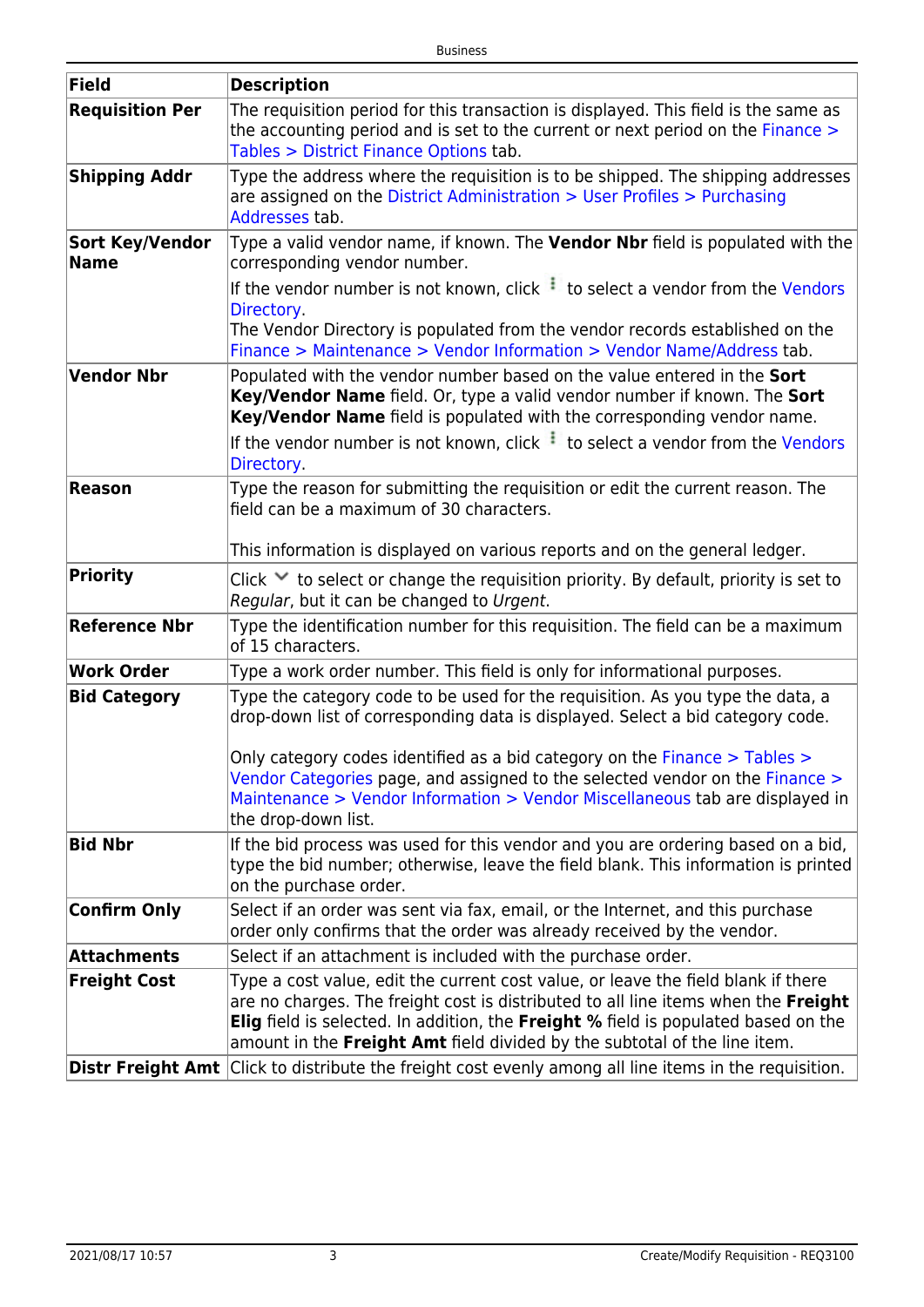| Field | Description |
|---|---|
| **Requisition Per** | The requisition period for this transaction is displayed. This field is the same as the accounting period and is set to the current or next period on the Finance > Tables > District Finance Options tab. |
| **Shipping Addr** | Type the address where the requisition is to be shipped. The shipping addresses are assigned on the District Administration > User Profiles > Purchasing Addresses tab. |
| **Sort Key/Vendor Name** | Type a valid vendor name, if known. The **Vendor Nbr** field is populated with the corresponding vendor number.<br><br>If the vendor number is not known, click ⋮ to select a vendor from the Vendors Directory.<br>The Vendor Directory is populated from the vendor records established on the Finance > Maintenance > Vendor Information > Vendor Name/Address tab. |
| **Vendor Nbr** | Populated with the vendor number based on the value entered in the **Sort Key/Vendor Name** field. Or, type a valid vendor number if known. The **Sort Key/Vendor Name** field is populated with the corresponding vendor name.<br><br>If the vendor number is not known, click ⋮ to select a vendor from the Vendors Directory. |
| **Reason** | Type the reason for submitting the requisition or edit the current reason. The field can be a maximum of 30 characters.<br><br>This information is displayed on various reports and on the general ledger. |
| **Priority** | Click ⌄ to select or change the requisition priority. By default, priority is set to *Regular*, but it can be changed to *Urgent*. |
| **Reference Nbr** | Type the identification number for this requisition. The field can be a maximum of 15 characters. |
| **Work Order** | Type a work order number. This field is only for informational purposes. |
| **Bid Category** | Type the category code to be used for the requisition. As you type the data, a drop-down list of corresponding data is displayed. Select a bid category code.<br><br>Only category codes identified as a bid category on the Finance > Tables > Vendor Categories page, and assigned to the selected vendor on the Finance > Maintenance > Vendor Information > Vendor Miscellaneous tab are displayed in the drop-down list. |
| **Bid Nbr** | If the bid process was used for this vendor and you are ordering based on a bid, type the bid number; otherwise, leave the field blank. This information is printed on the purchase order. |
| **Confirm Only** | Select if an order was sent via fax, email, or the Internet, and this purchase order only confirms that the order was already received by the vendor. |
| **Attachments** | Select if an attachment is included with the purchase order. |
| **Freight Cost** | Type a cost value, edit the current cost value, or leave the field blank if there are no charges. The freight cost is distributed to all line items when the **Freight Elig** field is selected. In addition, the **Freight %** field is populated based on the amount in the **Freight Amt** field divided by the subtotal of the line item. |
| **Distr Freight Amt** | Click to distribute the freight cost evenly among all line items in the requisition. |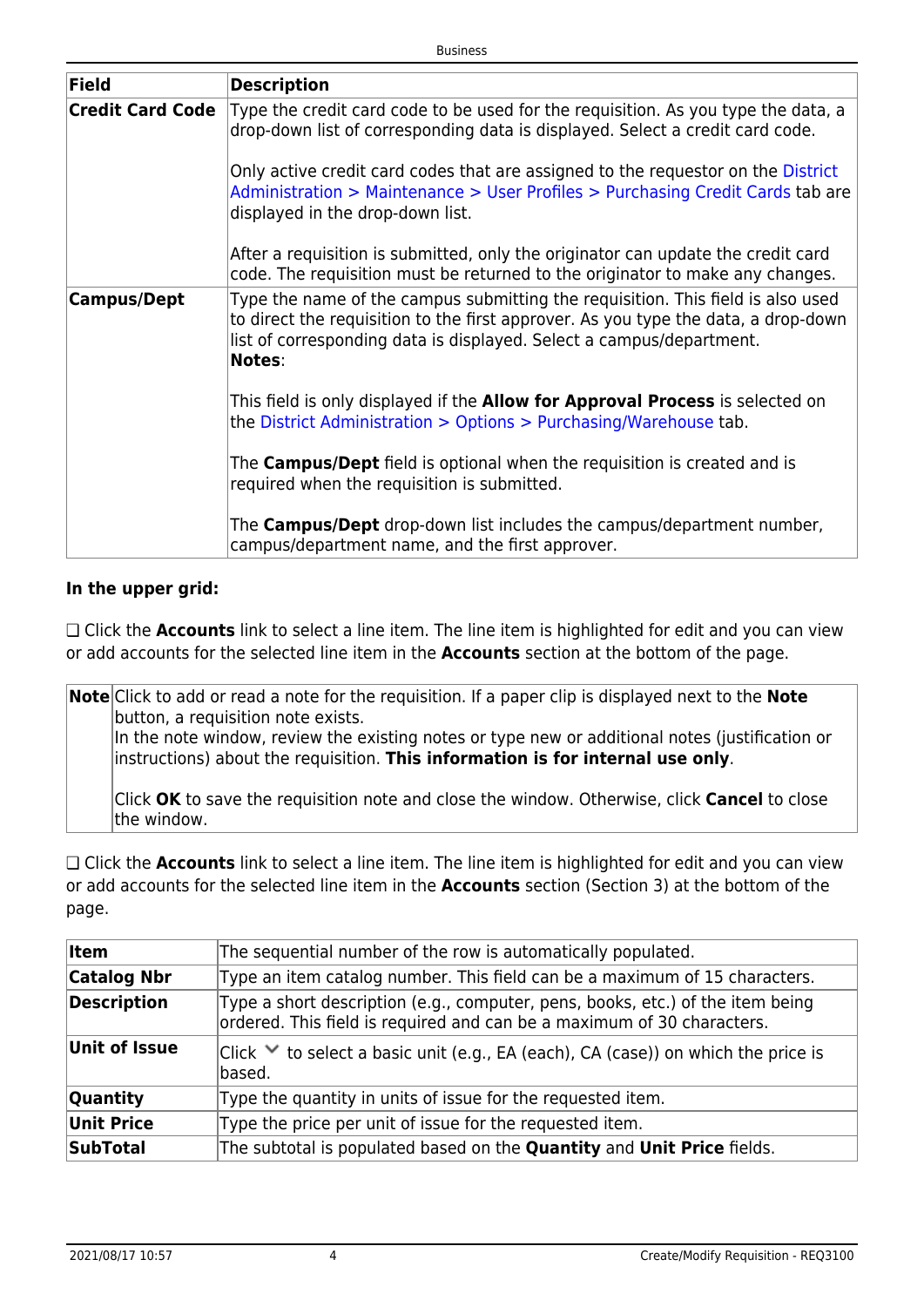| Field | Description |
|---|---|
| **Credit Card Code** | Type the credit card code to be used for the requisition. As you type the data, a drop-down list of corresponding data is displayed. Select a credit card code.<br><br>Only active credit card codes that are assigned to the requestor on the District Administration > Maintenance > User Profiles > Purchasing Credit Cards tab are displayed in the drop-down list.<br><br>After a requisition is submitted, only the originator can update the credit card code. The requisition must be returned to the originator to make any changes. |
| **Campus/Dept** | Type the name of the campus submitting the requisition. This field is also used to direct the requisition to the first approver. As you type the data, a drop-down list of corresponding data is displayed. Select a campus/department.<br>**Notes**:<br><br>This field is only displayed if the **Allow for Approval Process** is selected on the District Administration > Options > Purchasing/Warehouse tab.<br><br>The **Campus/Dept** field is optional when the requisition is created and is required when the requisition is submitted.<br><br>The **Campus/Dept** drop-down list includes the campus/department number, campus/department name, and the first approver. |

**In the upper grid:**

❏ Click the **Accounts** link to select a line item. The line item is highlighted for edit and you can view or add accounts for the selected line item in the **Accounts** section at the bottom of the page.

| **Note** | Click to add or read a note for the requisition. If a paper clip is displayed next to the **Note** button, a requisition note exists.<br>In the note window, review the existing notes or type new or additional notes (justification or instructions) about the requisition. **This information is for internal use only**.<br><br>Click **OK** to save the requisition note and close the window. Otherwise, click **Cancel** to close the window. |
|---|---|

❏ Click the **Accounts** link to select a line item. The line item is highlighted for edit and you can view or add accounts for the selected line item in the **Accounts** section (Section 3) at the bottom of the page.

| **Item** | The sequential number of the row is automatically populated. |
|---|---|
| **Catalog Nbr** | Type an item catalog number. This field can be a maximum of 15 characters. |
| **Description** | Type a short description (e.g., computer, pens, books, etc.) of the item being ordered. This field is required and can be a maximum of 30 characters. |
| **Unit of Issue** | Click ⌄ to select a basic unit (e.g., EA (each), CA (case)) on which the price is based. |
| **Quantity** | Type the quantity in units of issue for the requested item. |
| **Unit Price** | Type the price per unit of issue for the requested item. |
| **SubTotal** | The subtotal is populated based on the **Quantity** and **Unit Price** fields. |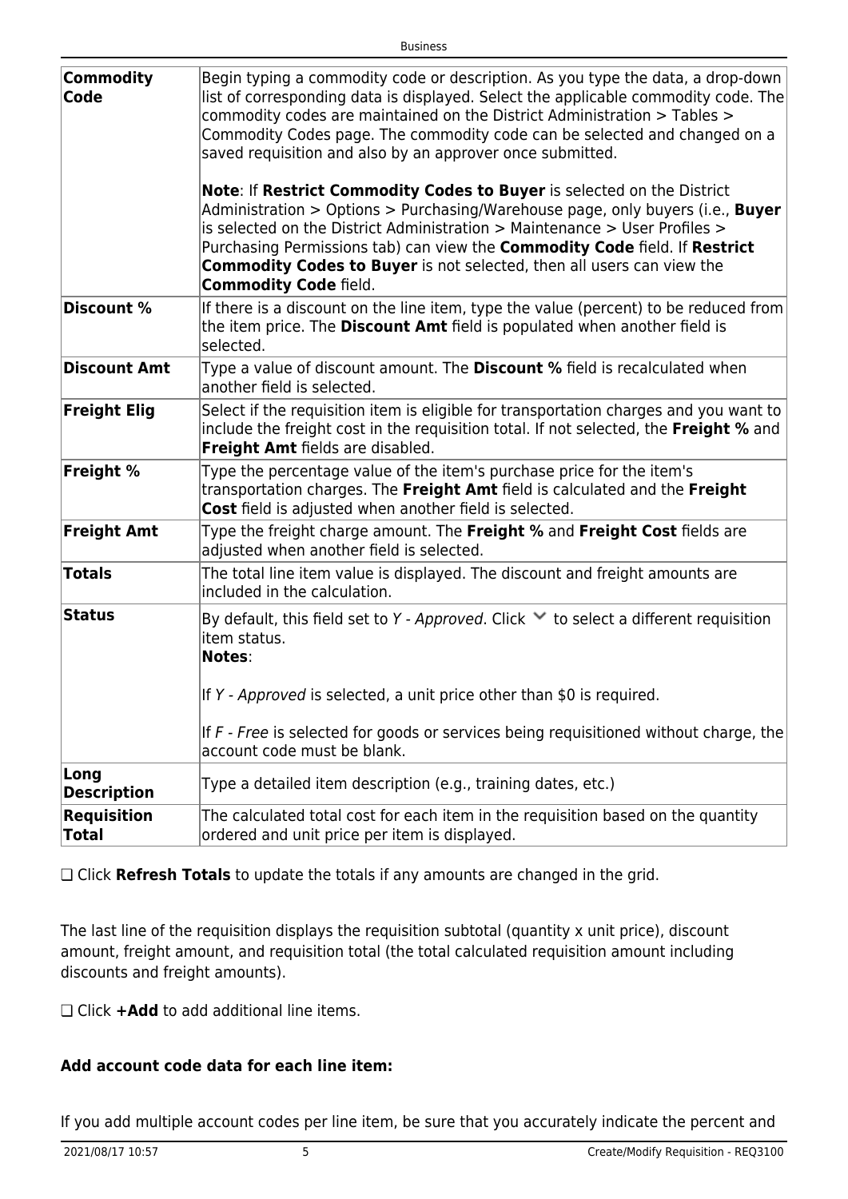| | |
|---|---|
| **Commodity Code** | Begin typing a commodity code or description. As you type the data, a drop-down list of corresponding data is displayed. Select the applicable commodity code. The commodity codes are maintained on the District Administration > Tables > Commodity Codes page. The commodity code can be selected and changed on a saved requisition and also by an approver once submitted.<br><br>**Note**: If **Restrict Commodity Codes to Buyer** is selected on the District Administration > Options > Purchasing/Warehouse page, only buyers (i.e., **Buyer** is selected on the District Administration > Maintenance > User Profiles > Purchasing Permissions tab) can view the **Commodity Code** field. If **Restrict Commodity Codes to Buyer** is not selected, then all users can view the **Commodity Code** field. |
| **Discount %** | If there is a discount on the line item, type the value (percent) to be reduced from the item price. The **Discount Amt** field is populated when another field is selected. |
| **Discount Amt** | Type a value of discount amount. The **Discount %** field is recalculated when another field is selected. |
| **Freight Elig** | Select if the requisition item is eligible for transportation charges and you want to include the freight cost in the requisition total. If not selected, the **Freight %** and **Freight Amt** fields are disabled. |
| **Freight %** | Type the percentage value of the item's purchase price for the item's transportation charges. The **Freight Amt** field is calculated and the **Freight Cost** field is adjusted when another field is selected. |
| **Freight Amt** | Type the freight charge amount. The **Freight %** and **Freight Cost** fields are adjusted when another field is selected. |
| **Totals** | The total line item value is displayed. The discount and freight amounts are included in the calculation. |
| **Status** | By default, this field set to *Y - Approved*. Click ˅ to select a different requisition item status.<br>**Notes**:<br><br>If *Y - Approved* is selected, a unit price other than $0 is required.<br><br>If *F - Free* is selected for goods or services being requisitioned without charge, the account code must be blank. |
| **Long Description** | Type a detailed item description (e.g., training dates, etc.) |
| **Requisition Total** | The calculated total cost for each item in the requisition based on the quantity ordered and unit price per item is displayed. |

❏ Click **Refresh Totals** to update the totals if any amounts are changed in the grid.

The last line of the requisition displays the requisition subtotal (quantity x unit price), discount amount, freight amount, and requisition total (the total calculated requisition amount including discounts and freight amounts).

❏ Click **+Add** to add additional line items.

**Add account code data for each line item:**

If you add multiple account codes per line item, be sure that you accurately indicate the percent and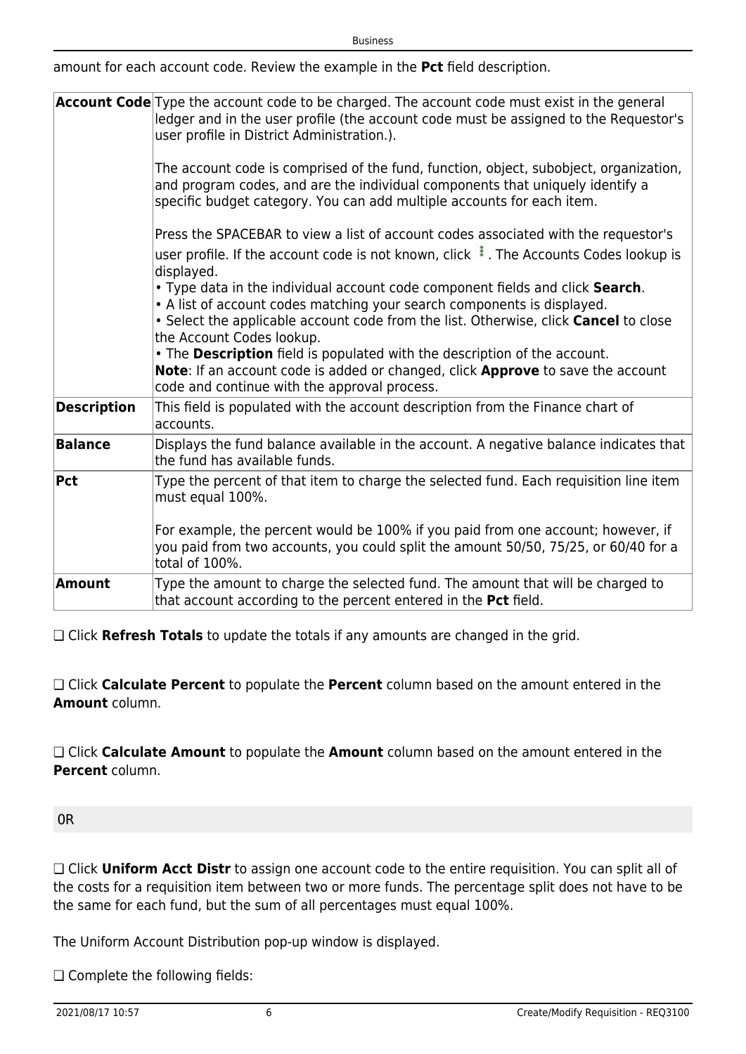amount for each account code. Review the example in the **Pct** field description.

| | |
|---|---|
| **Account Code** | Type the account code to be charged. The account code must exist in the general ledger and in the user profile (the account code must be assigned to the Requestor's user profile in District Administration.).<br><br>The account code is comprised of the fund, function, object, subobject, organization, and program codes, and are the individual components that uniquely identify a specific budget category. You can add multiple accounts for each item.<br><br>Press the SPACEBAR to view a list of account codes associated with the requestor's user profile. If the account code is not known, click ⋮. The Accounts Codes lookup is displayed.<br>• Type data in the individual account code component fields and click **Search**.<br>• A list of account codes matching your search components is displayed.<br>• Select the applicable account code from the list. Otherwise, click **Cancel** to close the Account Codes lookup.<br>• The **Description** field is populated with the description of the account.<br>**Note**: If an account code is added or changed, click **Approve** to save the account code and continue with the approval process. |
| **Description** | This field is populated with the account description from the Finance chart of accounts. |
| **Balance** | Displays the fund balance available in the account. A negative balance indicates that the fund has available funds. |
| **Pct** | Type the percent of that item to charge the selected fund. Each requisition line item must equal 100%.<br><br>For example, the percent would be 100% if you paid from one account; however, if you paid from two accounts, you could split the amount 50/50, 75/25, or 60/40 for a total of 100%. |
| **Amount** | Type the amount to charge the selected fund. The amount that will be charged to that account according to the percent entered in the **Pct** field. |

❏ Click **Refresh Totals** to update the totals if any amounts are changed in the grid.

❏ Click **Calculate Percent** to populate the **Percent** column based on the amount entered in the **Amount** column.

❏ Click **Calculate Amount** to populate the **Amount** column based on the amount entered in the **Percent** column.

OR

❏ Click **Uniform Acct Distr** to assign one account code to the entire requisition. You can split all of the costs for a requisition item between two or more funds. The percentage split does not have to be the same for each fund, but the sum of all percentages must equal 100%.

The Uniform Account Distribution pop-up window is displayed.

❏ Complete the following fields: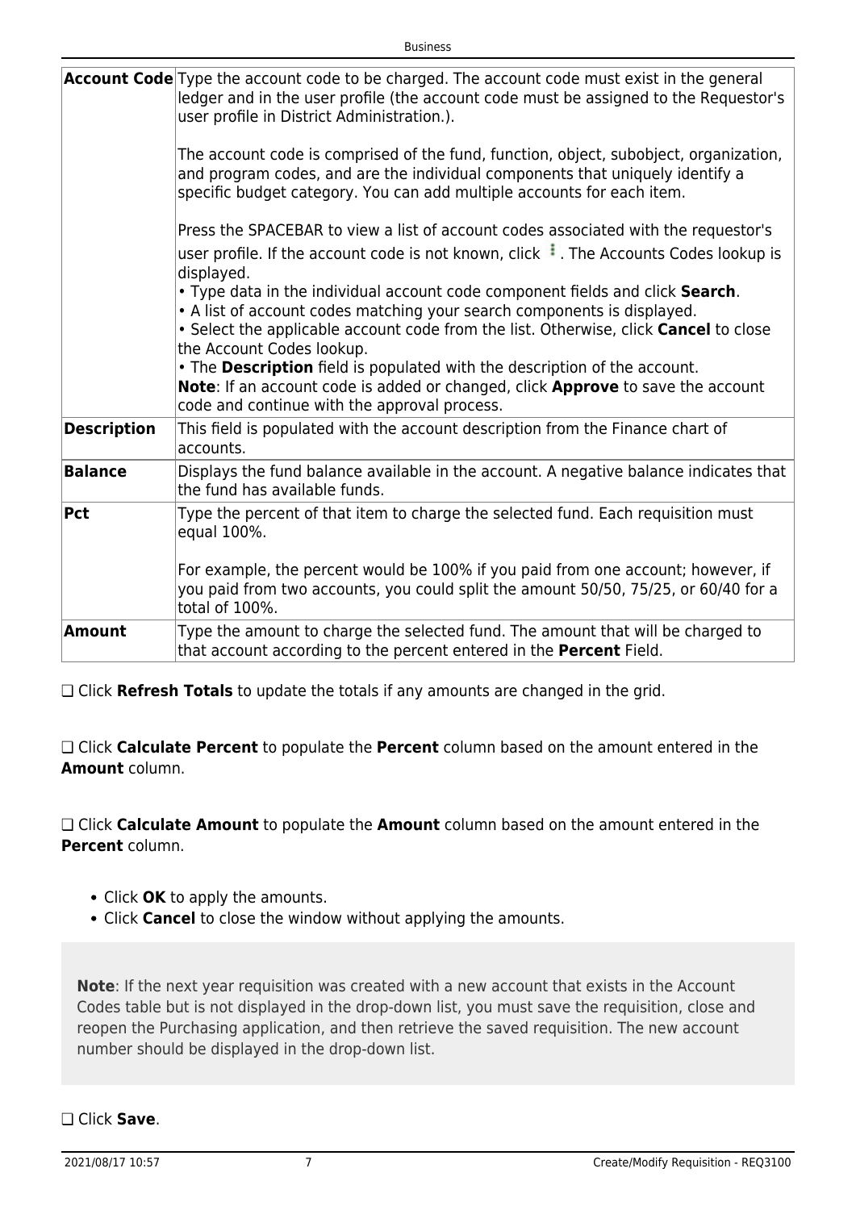| | |
|---|---|
| **Account Code** | Type the account code to be charged. The account code must exist in the general ledger and in the user profile (the account code must be assigned to the Requestor's user profile in District Administration.).<br><br>The account code is comprised of the fund, function, object, subobject, organization, and program codes, and are the individual components that uniquely identify a specific budget category. You can add multiple accounts for each item.<br><br>Press the SPACEBAR to view a list of account codes associated with the requestor's user profile. If the account code is not known, click ⋮. The Accounts Codes lookup is displayed.<br>• Type data in the individual account code component fields and click **Search**.<br>• A list of account codes matching your search components is displayed.<br>• Select the applicable account code from the list. Otherwise, click **Cancel** to close the Account Codes lookup.<br>• The **Description** field is populated with the description of the account.<br>**Note**: If an account code is added or changed, click **Approve** to save the account code and continue with the approval process. |
| **Description** | This field is populated with the account description from the Finance chart of accounts. |
| **Balance** | Displays the fund balance available in the account. A negative balance indicates that the fund has available funds. |
| **Pct** | Type the percent of that item to charge the selected fund. Each requisition must equal 100%.<br><br>For example, the percent would be 100% if you paid from one account; however, if you paid from two accounts, you could split the amount 50/50, 75/25, or 60/40 for a total of 100%. |
| **Amount** | Type the amount to charge the selected fund. The amount that will be charged to that account according to the percent entered in the **Percent** Field. |

❏ Click **Refresh Totals** to update the totals if any amounts are changed in the grid.

❏ Click **Calculate Percent** to populate the **Percent** column based on the amount entered in the **Amount** column.

❏ Click **Calculate Amount** to populate the **Amount** column based on the amount entered in the **Percent** column.

- Click **OK** to apply the amounts.
- Click **Cancel** to close the window without applying the amounts.

**Note**: If the next year requisition was created with a new account that exists in the Account Codes table but is not displayed in the drop-down list, you must save the requisition, close and reopen the Purchasing application, and then retrieve the saved requisition. The new account number should be displayed in the drop-down list.

❏ Click **Save**.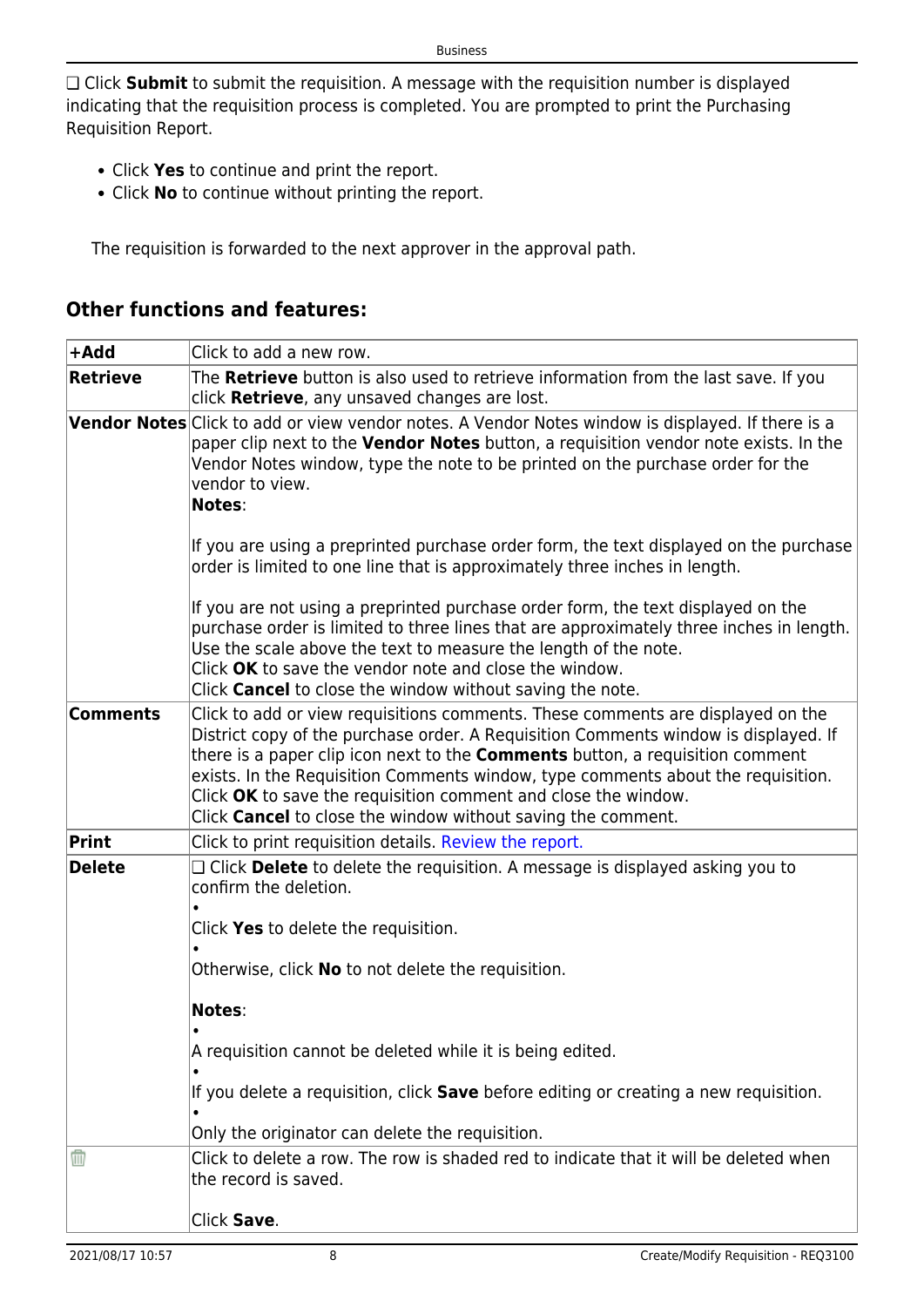❑ Click **Submit** to submit the requisition. A message with the requisition number is displayed indicating that the requisition process is completed. You are prompted to print the Purchasing Requisition Report.

- Click **Yes** to continue and print the report.
- Click **No** to continue without printing the report.

The requisition is forwarded to the next approver in the approval path.

## Other functions and features:

| | |
|---|---|
| **+Add** | Click to add a new row. |
| **Retrieve** | The **Retrieve** button is also used to retrieve information from the last save. If you click **Retrieve**, any unsaved changes are lost. |
| **Vendor Notes** | Click to add or view vendor notes. A Vendor Notes window is displayed. If there is a paper clip next to the **Vendor Notes** button, a requisition vendor note exists. In the Vendor Notes window, type the note to be printed on the purchase order for the vendor to view.<br>**Notes**:<br><br>If you are using a preprinted purchase order form, the text displayed on the purchase order is limited to one line that is approximately three inches in length.<br><br>If you are not using a preprinted purchase order form, the text displayed on the purchase order is limited to three lines that are approximately three inches in length. Use the scale above the text to measure the length of the note.<br>Click **OK** to save the vendor note and close the window.<br>Click **Cancel** to close the window without saving the note. |
| **Comments** | Click to add or view requisitions comments. These comments are displayed on the District copy of the purchase order. A Requisition Comments window is displayed. If there is a paper clip icon next to the **Comments** button, a requisition comment exists. In the Requisition Comments window, type comments about the requisition.<br>Click **OK** to save the requisition comment and close the window.<br>Click **Cancel** to close the window without saving the comment. |
| **Print** | Click to print requisition details. Review the report. |
| **Delete** | ❑ Click **Delete** to delete the requisition. A message is displayed asking you to confirm the deletion.<br>• Click **Yes** to delete the requisition.<br>• Otherwise, click **No** to not delete the requisition.<br><br>**Notes**:<br>• A requisition cannot be deleted while it is being edited.<br>• If you delete a requisition, click **Save** before editing or creating a new requisition.<br>• Only the originator can delete the requisition. |
| 🗑 | Click to delete a row. The row is shaded red to indicate that it will be deleted when the record is saved.<br><br>Click **Save**. |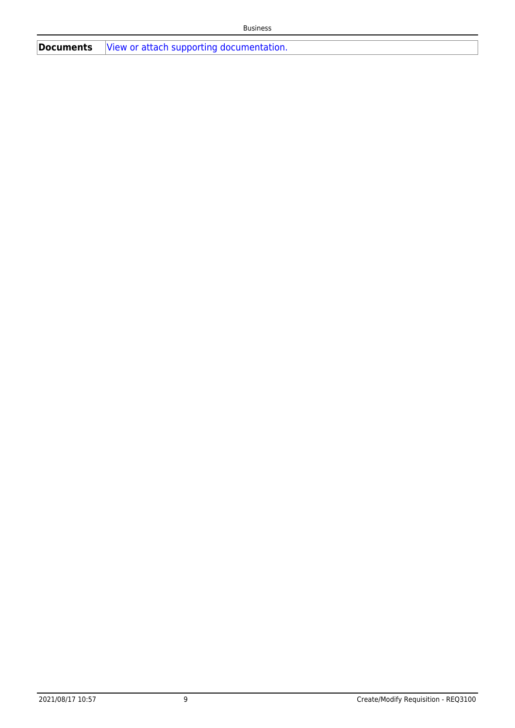| | |
|---|---|
| **Documents** | View or attach supporting documentation. |